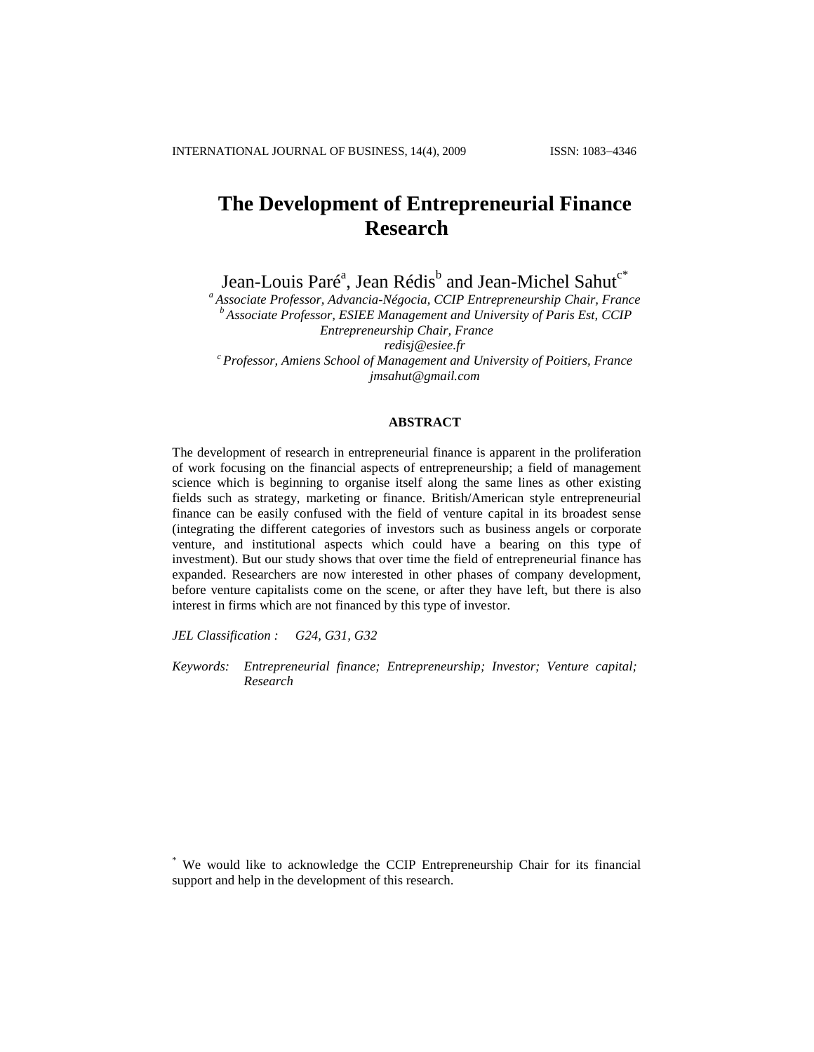# The Development of Entrepreneurial Finance Research

Jean-Louis Paré[a], Jean Rédis[b] and Jean-Michel Sahut[c*]

[a] *Associate Professor, Advancia-Négocia, CCIP Entrepreneurship Chair, France*
[b] *Associate Professor, ESIEE Management and University of Paris Est, CCIP Entrepreneurship Chair, France*
*redisj@esiee.fr*
[c] *Professor, Amiens School of Management and University of Poitiers, France*
*jmsahut@gmail.com*

## ABSTRACT

The development of research in entrepreneurial finance is apparent in the proliferation of work focusing on the financial aspects of entrepreneurship; a field of management science which is beginning to organise itself along the same lines as other existing fields such as strategy, marketing or finance. British/American style entrepreneurial finance can be easily confused with the field of venture capital in its broadest sense (integrating the different categories of investors such as business angels or corporate venture, and institutional aspects which could have a bearing on this type of investment). But our study shows that over time the field of entrepreneurial finance has expanded. Researchers are now interested in other phases of company development, before venture capitalists come on the scene, or after they have left, but there is also interest in firms which are not financed by this type of investor.

*JEL Classification :* *G24, G31, G32*

*Keywords:* *Entrepreneurial finance; Entrepreneurship; Investor; Venture capital; Research*

[*] We would like to acknowledge the CCIP Entrepreneurship Chair for its financial support and help in the development of this research.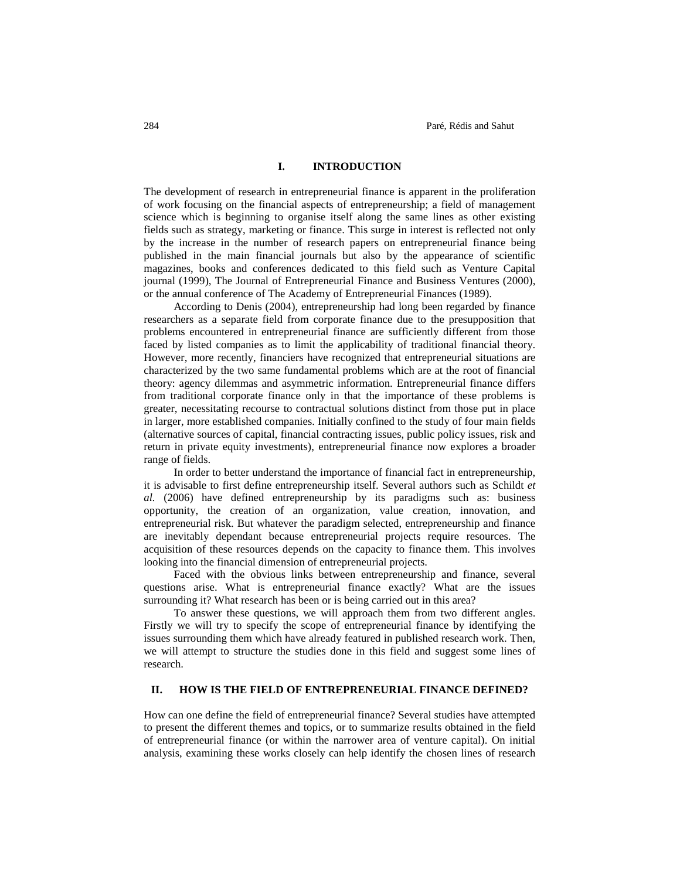## I. INTRODUCTION

The development of research in entrepreneurial finance is apparent in the proliferation of work focusing on the financial aspects of entrepreneurship; a field of management science which is beginning to organise itself along the same lines as other existing fields such as strategy, marketing or finance. This surge in interest is reflected not only by the increase in the number of research papers on entrepreneurial finance being published in the main financial journals but also by the appearance of scientific magazines, books and conferences dedicated to this field such as Venture Capital journal (1999), The Journal of Entrepreneurial Finance and Business Ventures (2000), or the annual conference of The Academy of Entrepreneurial Finances (1989).

According to Denis (2004), entrepreneurship had long been regarded by finance researchers as a separate field from corporate finance due to the presupposition that problems encountered in entrepreneurial finance are sufficiently different from those faced by listed companies as to limit the applicability of traditional financial theory. However, more recently, financiers have recognized that entrepreneurial situations are characterized by the two same fundamental problems which are at the root of financial theory: agency dilemmas and asymmetric information. Entrepreneurial finance differs from traditional corporate finance only in that the importance of these problems is greater, necessitating recourse to contractual solutions distinct from those put in place in larger, more established companies. Initially confined to the study of four main fields (alternative sources of capital, financial contracting issues, public policy issues, risk and return in private equity investments), entrepreneurial finance now explores a broader range of fields.

In order to better understand the importance of financial fact in entrepreneurship, it is advisable to first define entrepreneurship itself. Several authors such as Schildt *et al.* (2006) have defined entrepreneurship by its paradigms such as: business opportunity, the creation of an organization, value creation, innovation, and entrepreneurial risk. But whatever the paradigm selected, entrepreneurship and finance are inevitably dependant because entrepreneurial projects require resources. The acquisition of these resources depends on the capacity to finance them. This involves looking into the financial dimension of entrepreneurial projects.

Faced with the obvious links between entrepreneurship and finance, several questions arise. What is entrepreneurial finance exactly? What are the issues surrounding it? What research has been or is being carried out in this area?

To answer these questions, we will approach them from two different angles. Firstly we will try to specify the scope of entrepreneurial finance by identifying the issues surrounding them which have already featured in published research work. Then, we will attempt to structure the studies done in this field and suggest some lines of research.

## II. HOW IS THE FIELD OF ENTREPRENEURIAL FINANCE DEFINED?

How can one define the field of entrepreneurial finance? Several studies have attempted to present the different themes and topics, or to summarize results obtained in the field of entrepreneurial finance (or within the narrower area of venture capital). On initial analysis, examining these works closely can help identify the chosen lines of research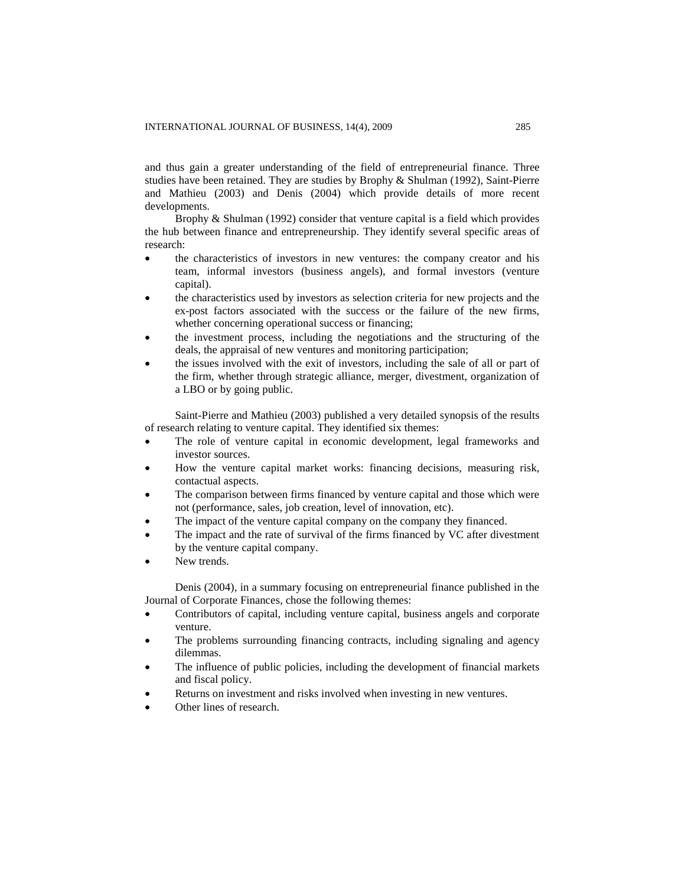and thus gain a greater understanding of the field of entrepreneurial finance. Three studies have been retained. They are studies by Brophy & Shulman (1992), Saint-Pierre and Mathieu (2003) and Denis (2004) which provide details of more recent developments.

Brophy & Shulman (1992) consider that venture capital is a field which provides the hub between finance and entrepreneurship. They identify several specific areas of research:

- the characteristics of investors in new ventures: the company creator and his team, informal investors (business angels), and formal investors (venture capital).
- the characteristics used by investors as selection criteria for new projects and the ex-post factors associated with the success or the failure of the new firms, whether concerning operational success or financing;
- the investment process, including the negotiations and the structuring of the deals, the appraisal of new ventures and monitoring participation;
- the issues involved with the exit of investors, including the sale of all or part of the firm, whether through strategic alliance, merger, divestment, organization of a LBO or by going public.

Saint-Pierre and Mathieu (2003) published a very detailed synopsis of the results of research relating to venture capital. They identified six themes:

- The role of venture capital in economic development, legal frameworks and investor sources.
- How the venture capital market works: financing decisions, measuring risk, contactual aspects.
- The comparison between firms financed by venture capital and those which were not (performance, sales, job creation, level of innovation, etc).
- The impact of the venture capital company on the company they financed.
- The impact and the rate of survival of the firms financed by VC after divestment by the venture capital company.
- New trends.

Denis (2004), in a summary focusing on entrepreneurial finance published in the Journal of Corporate Finances, chose the following themes:

- Contributors of capital, including venture capital, business angels and corporate venture.
- The problems surrounding financing contracts, including signaling and agency dilemmas.
- The influence of public policies, including the development of financial markets and fiscal policy.
- Returns on investment and risks involved when investing in new ventures.
- Other lines of research.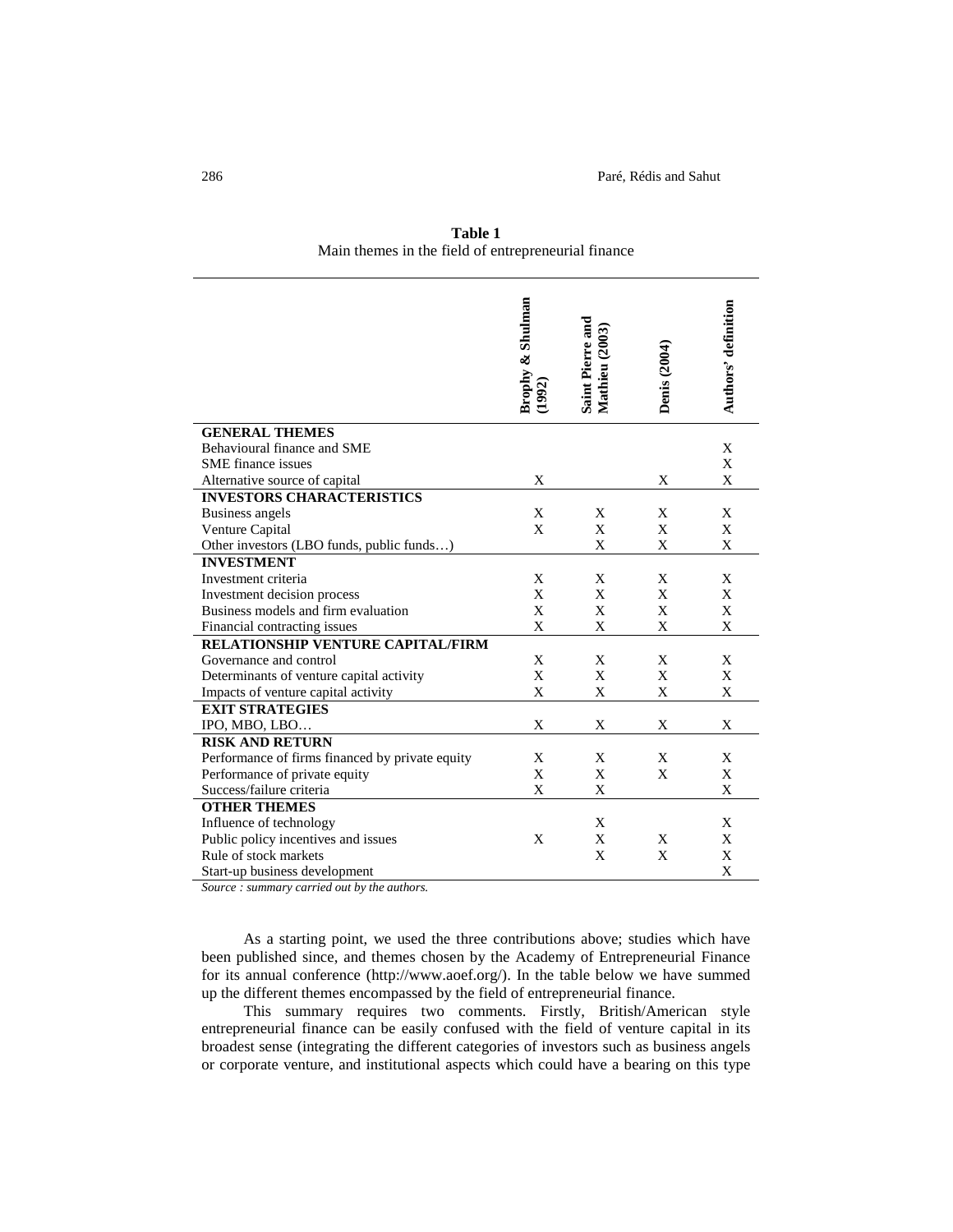**Table 1**
Main themes in the field of entrepreneurial finance

| | Brophy & Shulman (1992) | Saint Pierre and Mathieu (2003) | Denis (2004) | Authors' definition |
|---|---|---|---|---|
| **GENERAL THEMES** | | | | |
| Behavioural finance and SME | | | | X |
| SME finance issues | | | | X |
| Alternative source of capital | X | | X | X |
| **INVESTORS CHARACTERISTICS** | | | | |
| Business angels | X | X | X | X |
| Venture Capital | X | X | X | X |
| Other investors (LBO funds, public funds…) | | X | X | X |
| **INVESTMENT** | | | | |
| Investment criteria | X | X | X | X |
| Investment decision process | X | X | X | X |
| Business models and firm evaluation | X | X | X | X |
| Financial contracting issues | X | X | X | X |
| **RELATIONSHIP VENTURE CAPITAL/FIRM** | | | | |
| Governance and control | X | X | X | X |
| Determinants of venture capital activity | X | X | X | X |
| Impacts of venture capital activity | X | X | X | X |
| **EXIT STRATEGIES** | | | | |
| IPO, MBO, LBO… | X | X | X | X |
| **RISK AND RETURN** | | | | |
| Performance of firms financed by private equity | X | X | X | X |
| Performance of private equity | X | X | X | X |
| Success/failure criteria | X | X | | X |
| **OTHER THEMES** | | | | |
| Influence of technology | | X | | X |
| Public policy incentives and issues | X | X | X | X |
| Rule of stock markets | | X | X | X |
| Start-up business development | | | | X |

*Source : summary carried out by the authors.*

As a starting point, we used the three contributions above; studies which have been published since, and themes chosen by the Academy of Entrepreneurial Finance for its annual conference (http://www.aoef.org/). In the table below we have summed up the different themes encompassed by the field of entrepreneurial finance.

This summary requires two comments. Firstly, British/American style entrepreneurial finance can be easily confused with the field of venture capital in its broadest sense (integrating the different categories of investors such as business angels or corporate venture, and institutional aspects which could have a bearing on this type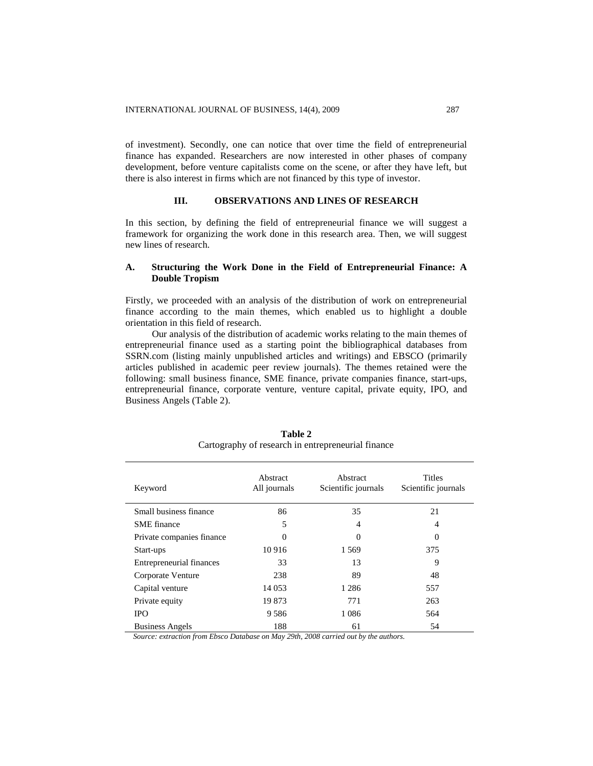of investment). Secondly, one can notice that over time the field of entrepreneurial finance has expanded. Researchers are now interested in other phases of company development, before venture capitalists come on the scene, or after they have left, but there is also interest in firms which are not financed by this type of investor.

## III. OBSERVATIONS AND LINES OF RESEARCH

In this section, by defining the field of entrepreneurial finance we will suggest a framework for organizing the work done in this research area. Then, we will suggest new lines of research.

### A. Structuring the Work Done in the Field of Entrepreneurial Finance: A Double Tropism

Firstly, we proceeded with an analysis of the distribution of work on entrepreneurial finance according to the main themes, which enabled us to highlight a double orientation in this field of research.

Our analysis of the distribution of academic works relating to the main themes of entrepreneurial finance used as a starting point the bibliographical databases from SSRN.com (listing mainly unpublished articles and writings) and EBSCO (primarily articles published in academic peer review journals). The themes retained were the following: small business finance, SME finance, private companies finance, start-ups, entrepreneurial finance, corporate venture, venture capital, private equity, IPO, and Business Angels (Table 2).

**Table 2**
Cartography of research in entrepreneurial finance

| Keyword | Abstract All journals | Abstract Scientific journals | Titles Scientific journals |
|---|---|---|---|
| Small business finance | 86 | 35 | 21 |
| SME finance | 5 | 4 | 4 |
| Private companies finance | 0 | 0 | 0 |
| Start-ups | 10 916 | 1 569 | 375 |
| Entrepreneurial finances | 33 | 13 | 9 |
| Corporate Venture | 238 | 89 | 48 |
| Capital venture | 14 053 | 1 286 | 557 |
| Private equity | 19 873 | 771 | 263 |
| IPO | 9 586 | 1 086 | 564 |
| Business Angels | 188 | 61 | 54 |

*Source: extraction from Ebsco Database on May 29th, 2008 carried out by the authors.*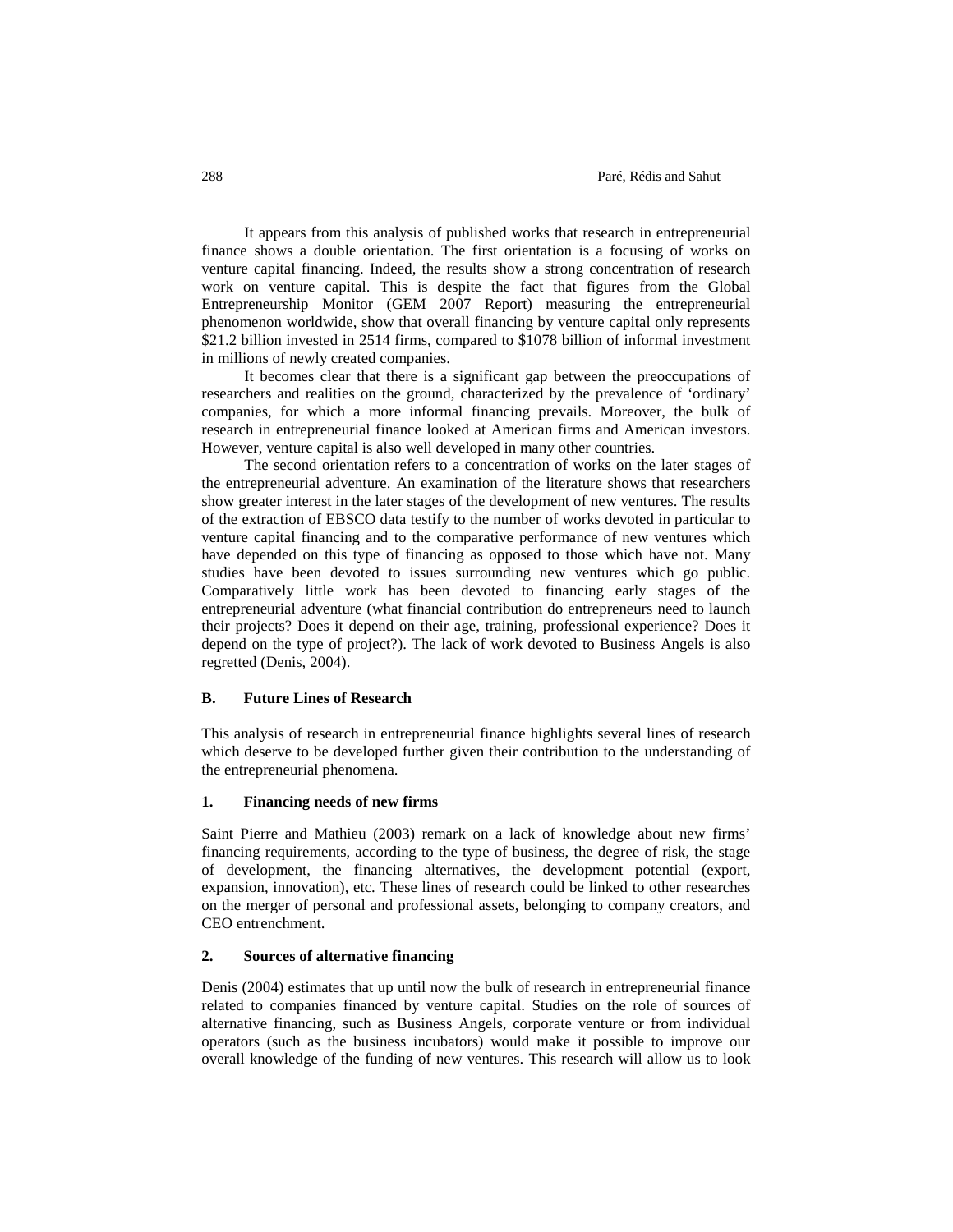It appears from this analysis of published works that research in entrepreneurial finance shows a double orientation. The first orientation is a focusing of works on venture capital financing. Indeed, the results show a strong concentration of research work on venture capital. This is despite the fact that figures from the Global Entrepreneurship Monitor (GEM 2007 Report) measuring the entrepreneurial phenomenon worldwide, show that overall financing by venture capital only represents \$21.2 billion invested in 2514 firms, compared to \$1078 billion of informal investment in millions of newly created companies.

It becomes clear that there is a significant gap between the preoccupations of researchers and realities on the ground, characterized by the prevalence of 'ordinary' companies, for which a more informal financing prevails. Moreover, the bulk of research in entrepreneurial finance looked at American firms and American investors. However, venture capital is also well developed in many other countries.

The second orientation refers to a concentration of works on the later stages of the entrepreneurial adventure. An examination of the literature shows that researchers show greater interest in the later stages of the development of new ventures. The results of the extraction of EBSCO data testify to the number of works devoted in particular to venture capital financing and to the comparative performance of new ventures which have depended on this type of financing as opposed to those which have not. Many studies have been devoted to issues surrounding new ventures which go public. Comparatively little work has been devoted to financing early stages of the entrepreneurial adventure (what financial contribution do entrepreneurs need to launch their projects? Does it depend on their age, training, professional experience? Does it depend on the type of project?). The lack of work devoted to Business Angels is also regretted (Denis, 2004).

## B. Future Lines of Research

This analysis of research in entrepreneurial finance highlights several lines of research which deserve to be developed further given their contribution to the understanding of the entrepreneurial phenomena.

### 1. Financing needs of new firms

Saint Pierre and Mathieu (2003) remark on a lack of knowledge about new firms' financing requirements, according to the type of business, the degree of risk, the stage of development, the financing alternatives, the development potential (export, expansion, innovation), etc. These lines of research could be linked to other researches on the merger of personal and professional assets, belonging to company creators, and CEO entrenchment.

### 2. Sources of alternative financing

Denis (2004) estimates that up until now the bulk of research in entrepreneurial finance related to companies financed by venture capital. Studies on the role of sources of alternative financing, such as Business Angels, corporate venture or from individual operators (such as the business incubators) would make it possible to improve our overall knowledge of the funding of new ventures. This research will allow us to look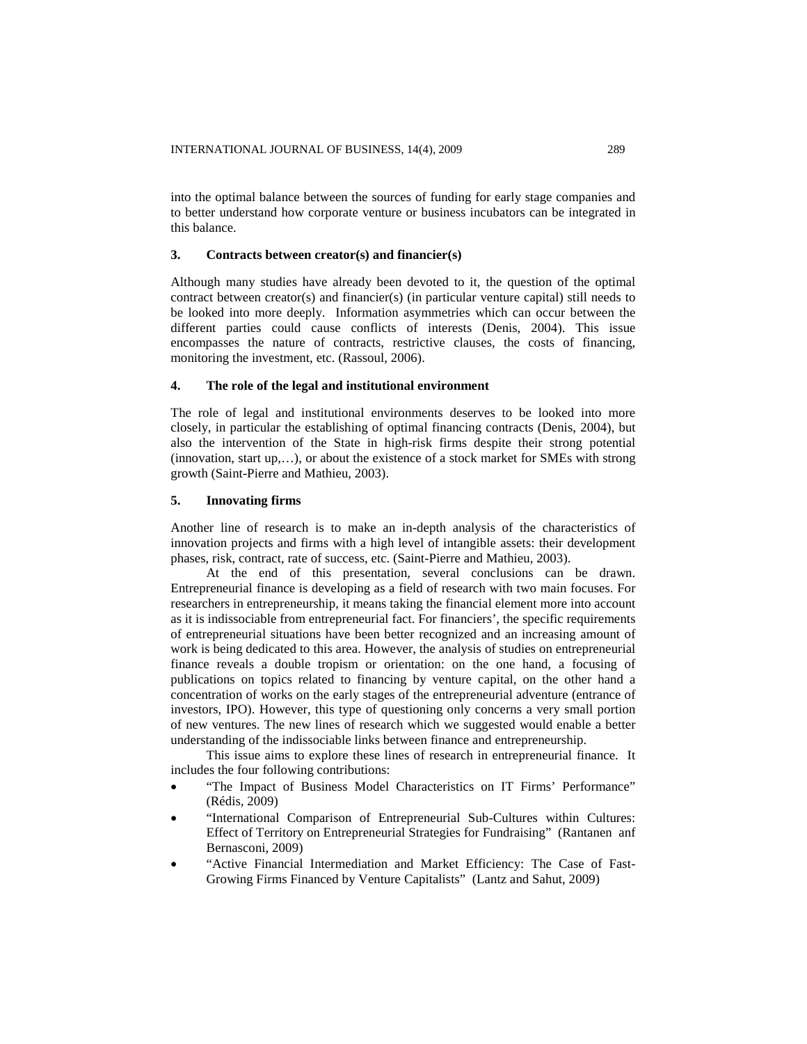into the optimal balance between the sources of funding for early stage companies and to better understand how corporate venture or business incubators can be integrated in this balance.

### 3. Contracts between creator(s) and financier(s)

Although many studies have already been devoted to it, the question of the optimal contract between creator(s) and financier(s) (in particular venture capital) still needs to be looked into more deeply. Information asymmetries which can occur between the different parties could cause conflicts of interests (Denis, 2004). This issue encompasses the nature of contracts, restrictive clauses, the costs of financing, monitoring the investment, etc. (Rassoul, 2006).

### 4. The role of the legal and institutional environment

The role of legal and institutional environments deserves to be looked into more closely, in particular the establishing of optimal financing contracts (Denis, 2004), but also the intervention of the State in high-risk firms despite their strong potential (innovation, start up,…), or about the existence of a stock market for SMEs with strong growth (Saint-Pierre and Mathieu, 2003).

### 5. Innovating firms

Another line of research is to make an in-depth analysis of the characteristics of innovation projects and firms with a high level of intangible assets: their development phases, risk, contract, rate of success, etc. (Saint-Pierre and Mathieu, 2003).

At the end of this presentation, several conclusions can be drawn. Entrepreneurial finance is developing as a field of research with two main focuses. For researchers in entrepreneurship, it means taking the financial element more into account as it is indissociable from entrepreneurial fact. For financiers', the specific requirements of entrepreneurial situations have been better recognized and an increasing amount of work is being dedicated to this area. However, the analysis of studies on entrepreneurial finance reveals a double tropism or orientation: on the one hand, a focusing of publications on topics related to financing by venture capital, on the other hand a concentration of works on the early stages of the entrepreneurial adventure (entrance of investors, IPO). However, this type of questioning only concerns a very small portion of new ventures. The new lines of research which we suggested would enable a better understanding of the indissociable links between finance and entrepreneurship.

This issue aims to explore these lines of research in entrepreneurial finance. It includes the four following contributions:

- "The Impact of Business Model Characteristics on IT Firms' Performance" (Rédis, 2009)
- "International Comparison of Entrepreneurial Sub-Cultures within Cultures: Effect of Territory on Entrepreneurial Strategies for Fundraising" (Rantanen anf Bernasconi, 2009)
- "Active Financial Intermediation and Market Efficiency: The Case of Fast-Growing Firms Financed by Venture Capitalists" (Lantz and Sahut, 2009)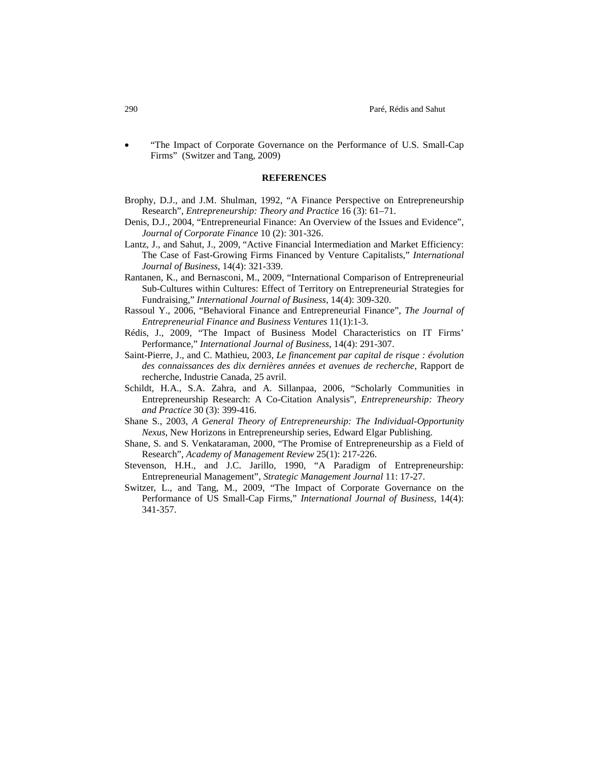- "The Impact of Corporate Governance on the Performance of U.S. Small-Cap Firms" (Switzer and Tang, 2009)

## REFERENCES

Brophy, D.J., and J.M. Shulman, 1992, "A Finance Perspective on Entrepreneurship Research", *Entrepreneurship: Theory and Practice* 16 (3): 61–71.

Denis, D.J., 2004, "Entrepreneurial Finance: An Overview of the Issues and Evidence", *Journal of Corporate Finance* 10 (2): 301-326.

Lantz, J., and Sahut, J., 2009, "Active Financial Intermediation and Market Efficiency: The Case of Fast-Growing Firms Financed by Venture Capitalists," *International Journal of Business*, 14(4): 321-339.

Rantanen, K., and Bernasconi, M., 2009, "International Comparison of Entrepreneurial Sub-Cultures within Cultures: Effect of Territory on Entrepreneurial Strategies for Fundraising," *International Journal of Business*, 14(4): 309-320.

Rassoul Y., 2006, "Behavioral Finance and Entrepreneurial Finance", *The Journal of Entrepreneurial Finance and Business Ventures* 11(1):1-3.

Rédis, J., 2009, "The Impact of Business Model Characteristics on IT Firms' Performance," *International Journal of Business*, 14(4): 291-307.

Saint-Pierre, J., and C. Mathieu, 2003, *Le financement par capital de risque : évolution des connaissances des dix dernières années et avenues de recherche*, Rapport de recherche, Industrie Canada, 25 avril.

Schildt, H.A., S.A. Zahra, and A. Sillanpaa, 2006, "Scholarly Communities in Entrepreneurship Research: A Co-Citation Analysis", *Entrepreneurship: Theory and Practice* 30 (3): 399-416.

Shane S., 2003, *A General Theory of Entrepreneurship: The Individual-Opportunity Nexus*, New Horizons in Entrepreneurship series, Edward Elgar Publishing.

Shane, S. and S. Venkataraman, 2000, "The Promise of Entrepreneurship as a Field of Research", *Academy of Management Review* 25(1): 217-226.

Stevenson, H.H., and J.C. Jarillo, 1990, "A Paradigm of Entrepreneurship: Entrepreneurial Management", *Strategic Management Journal* 11: 17-27.

Switzer, L., and Tang, M., 2009, "The Impact of Corporate Governance on the Performance of US Small-Cap Firms," *International Journal of Business*, 14(4): 341-357.